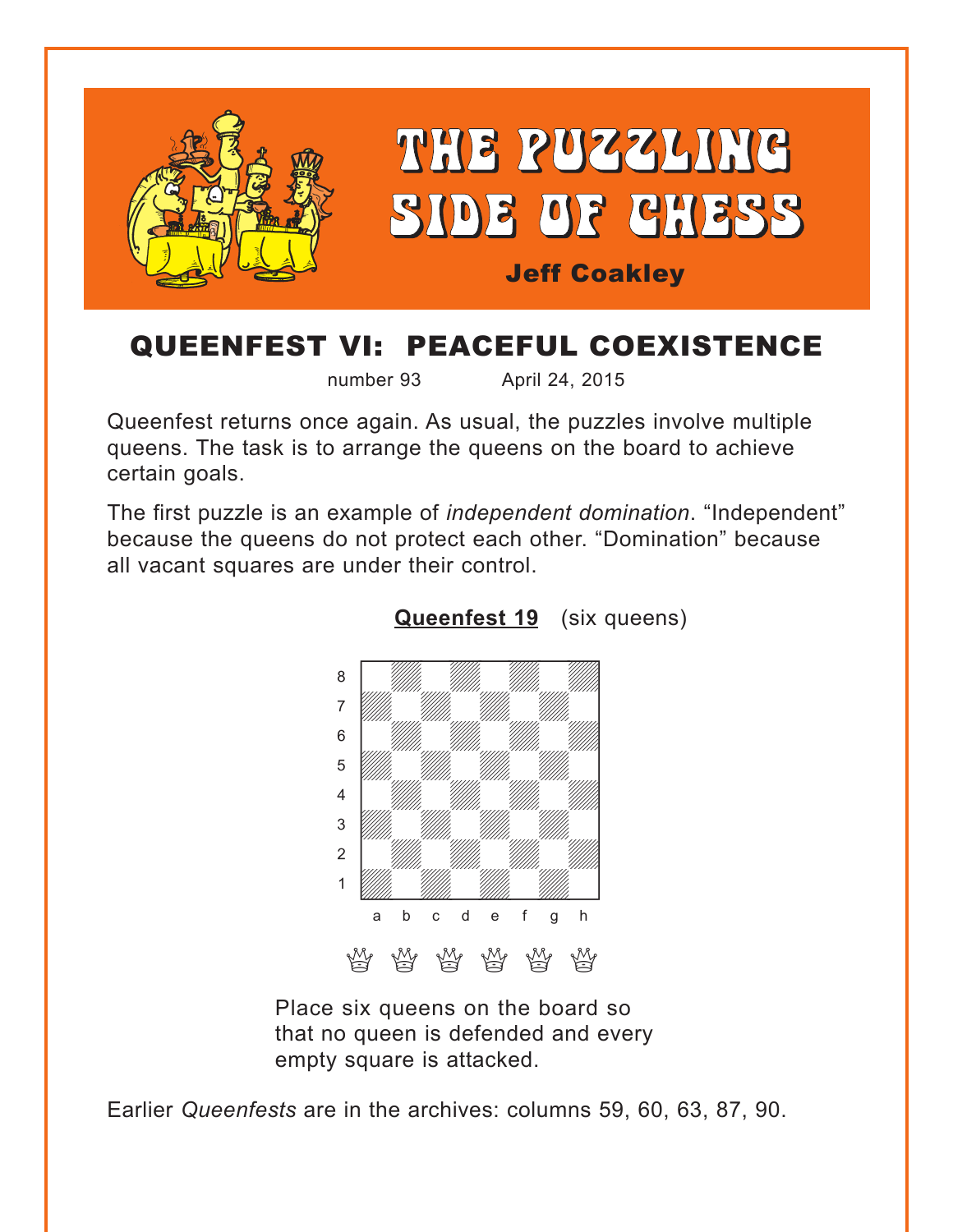# THE PUZZLING SIDE OF CHESS

**Jeff Coakley**

## QUEENFEST VI: PEACEFUL COEXISTENCE

number 93 April 24, 2015

Queenfest returns once again. As usual, the puzzles involve multiple queens. The task is to arrange the queens on the board to achieve certain goals.

The first puzzle is an example of *independent domination*. "Independent" because the queens do not protect each other. "Domination" because all vacant squares are under their control.

**Queenfest 19** (six queens)

Place six queens on the board so that no queen is defended and every empty square is attacked.

Earlier *Queenfests* are in the archives: columns 59, 60, 63, 87, 90.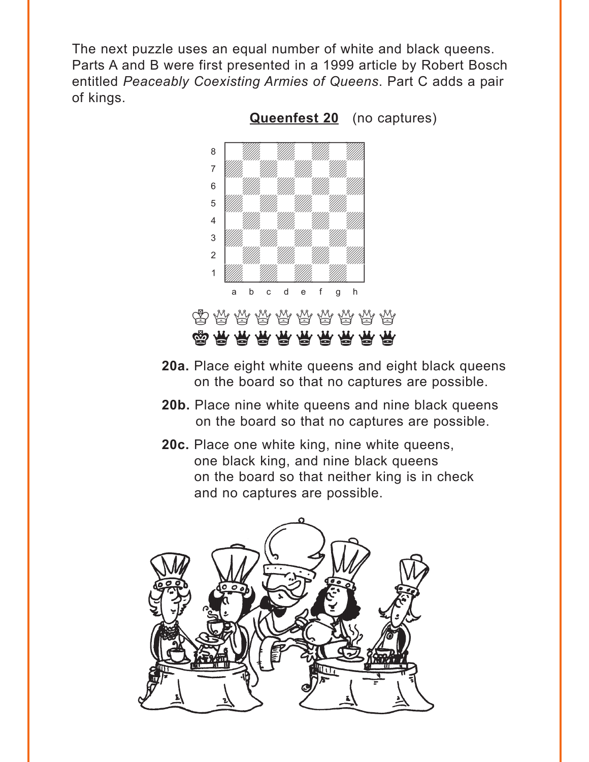The next puzzle uses an equal number of white and black queens. Parts A and B were first presented in a 1999 article by Robert Bosch entitled *Peaceably Coexisting Armies of Queens*. Part C adds a pair of kings.

**Queenfest 20** (no captures)

**20a.** Place eight white queens and eight black queens on the board so that no captures are possible.

**20b.** Place nine white queens and nine black queens on the board so that no captures are possible.

**20c.** Place one white king, nine white queens, one black king, and nine black queens on the board so that neither king is in check and no captures are possible.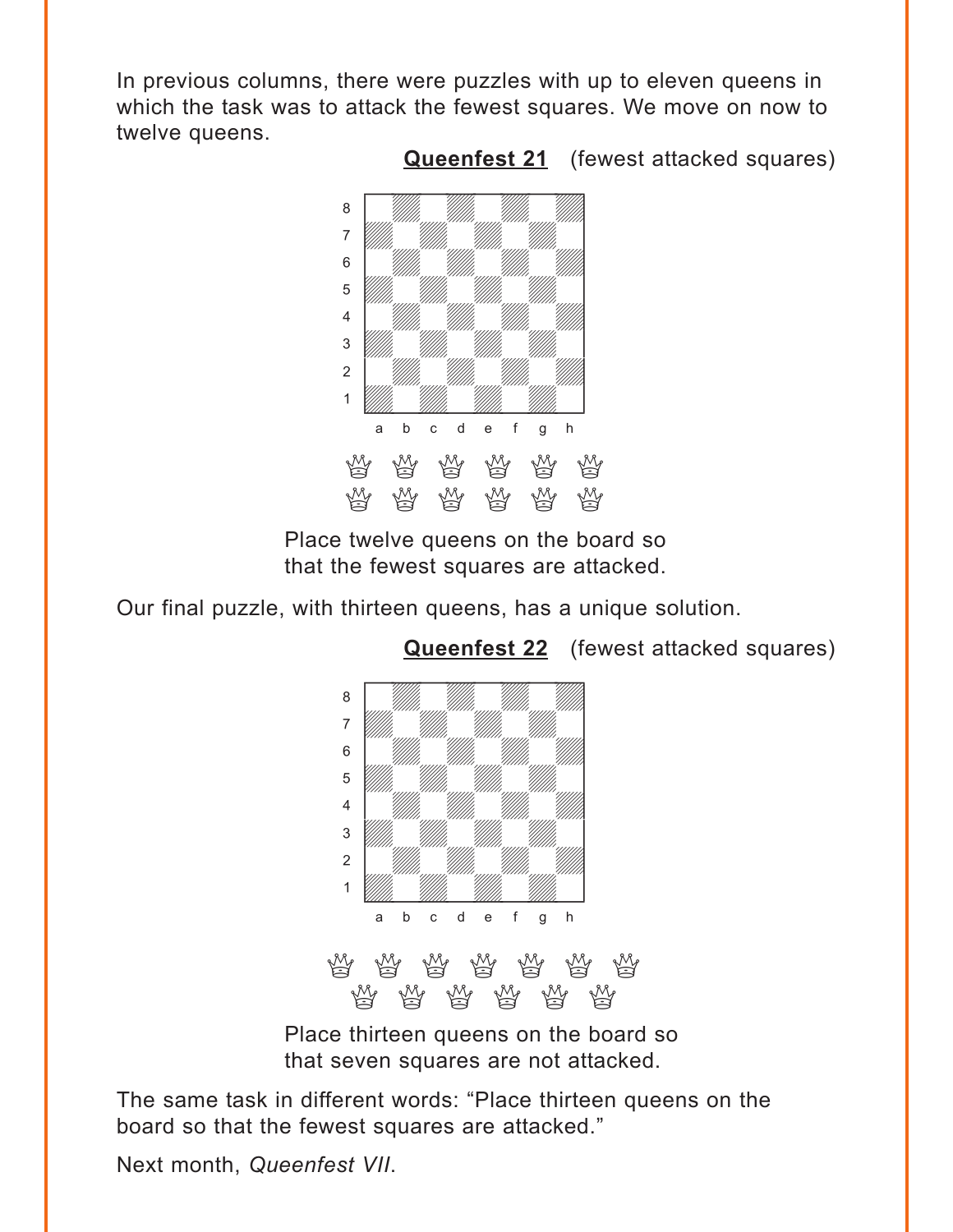In previous columns, there were puzzles with up to eleven queens in which the task was to attack the fewest squares. We move on now to twelve queens.

**Queenfest 21** (fewest attacked squares)

♕ ♕ ♕ ♕ ♕ ♕
♕ ♕ ♕ ♕ ♕ ♕

Place twelve queens on the board so that the fewest squares are attacked.

Our final puzzle, with thirteen queens, has a unique solution.

**Queenfest 22** (fewest attacked squares)

♕ ♕ ♕ ♕ ♕ ♕ ♕
♕ ♕ ♕ ♕ ♕ ♕

Place thirteen queens on the board so that seven squares are not attacked.

The same task in different words: "Place thirteen queens on the board so that the fewest squares are attacked."

Next month, *Queenfest VII*.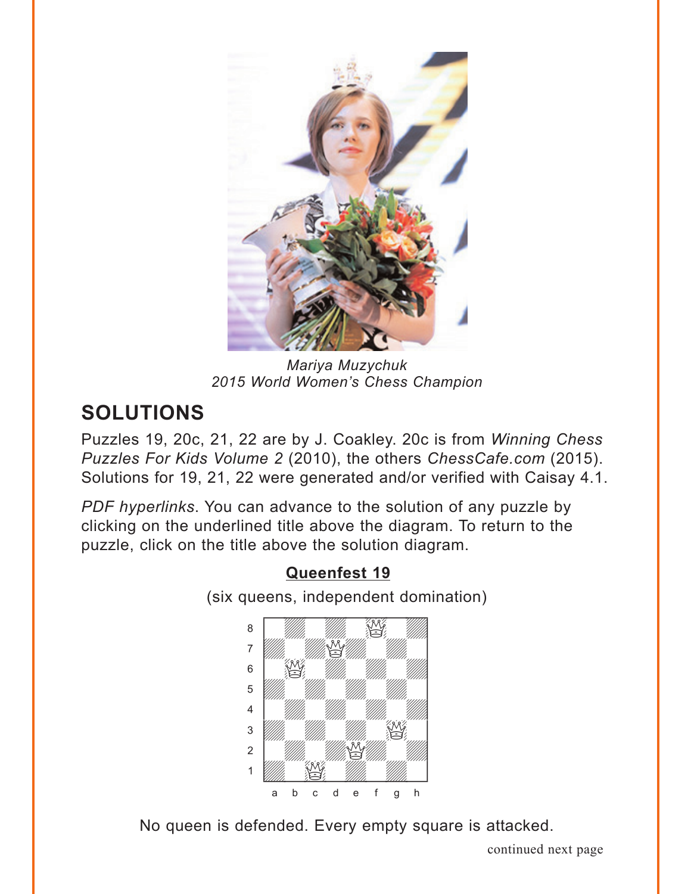*Mariya Muzychuk*
*2015 World Women's Chess Champion*

## SOLUTIONS

Puzzles 19, 20c, 21, 22 are by J. Coakley. 20c is from *Winning Chess Puzzles For Kids Volume 2* (2010), the others *ChessCafe.com* (2015). Solutions for 19, 21, 22 were generated and/or verified with Caisay 4.1.

*PDF hyperlinks*. You can advance to the solution of any puzzle by clicking on the underlined title above the diagram. To return to the puzzle, click on the title above the solution diagram.

### Queenfest 19

(six queens, independent domination)

No queen is defended. Every empty square is attacked.

continued next page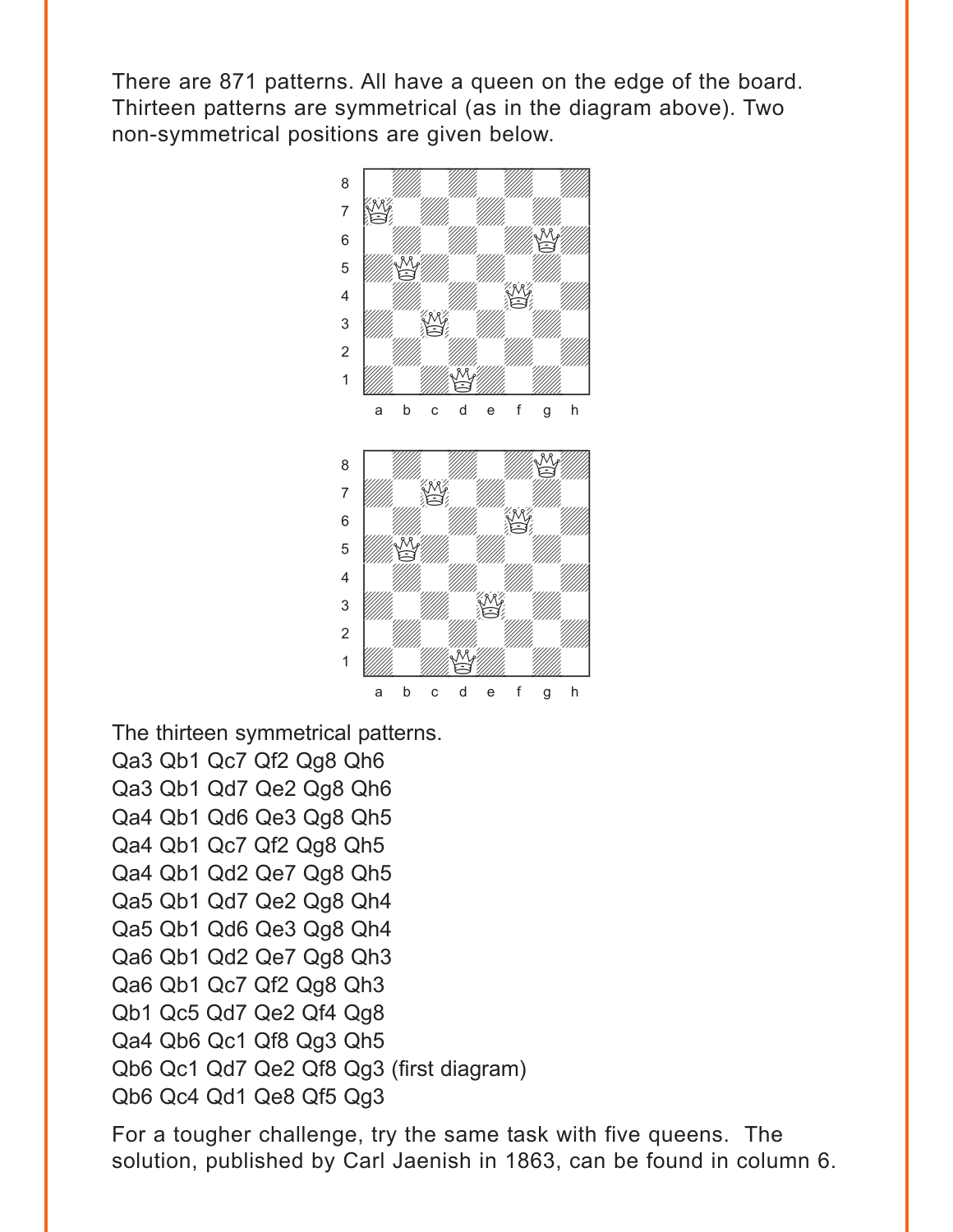There are 871 patterns. All have a queen on the edge of the board. Thirteen patterns are symmetrical (as in the diagram above). Two non-symmetrical positions are given below.

The thirteen symmetrical patterns.

Qa3 Qb1 Qc7 Qf2 Qg8 Qh6  
Qa3 Qb1 Qd7 Qe2 Qg8 Qh6  
Qa4 Qb1 Qd6 Qe3 Qg8 Qh5  
Qa4 Qb1 Qc7 Qf2 Qg8 Qh5  
Qa4 Qb1 Qd2 Qe7 Qg8 Qh5  
Qa5 Qb1 Qd7 Qe2 Qg8 Qh4  
Qa5 Qb1 Qd6 Qe3 Qg8 Qh4  
Qa6 Qb1 Qd2 Qe7 Qg8 Qh3  
Qa6 Qb1 Qc7 Qf2 Qg8 Qh3  
Qb1 Qc5 Qd7 Qe2 Qf4 Qg8  
Qa4 Qb6 Qc1 Qf8 Qg3 Qh5  
Qb6 Qc1 Qd7 Qe2 Qf8 Qg3 (first diagram)  
Qb6 Qc4 Qd1 Qe8 Qf5 Qg3

For a tougher challenge, try the same task with five queens. The solution, published by Carl Jaenish in 1863, can be found in column 6.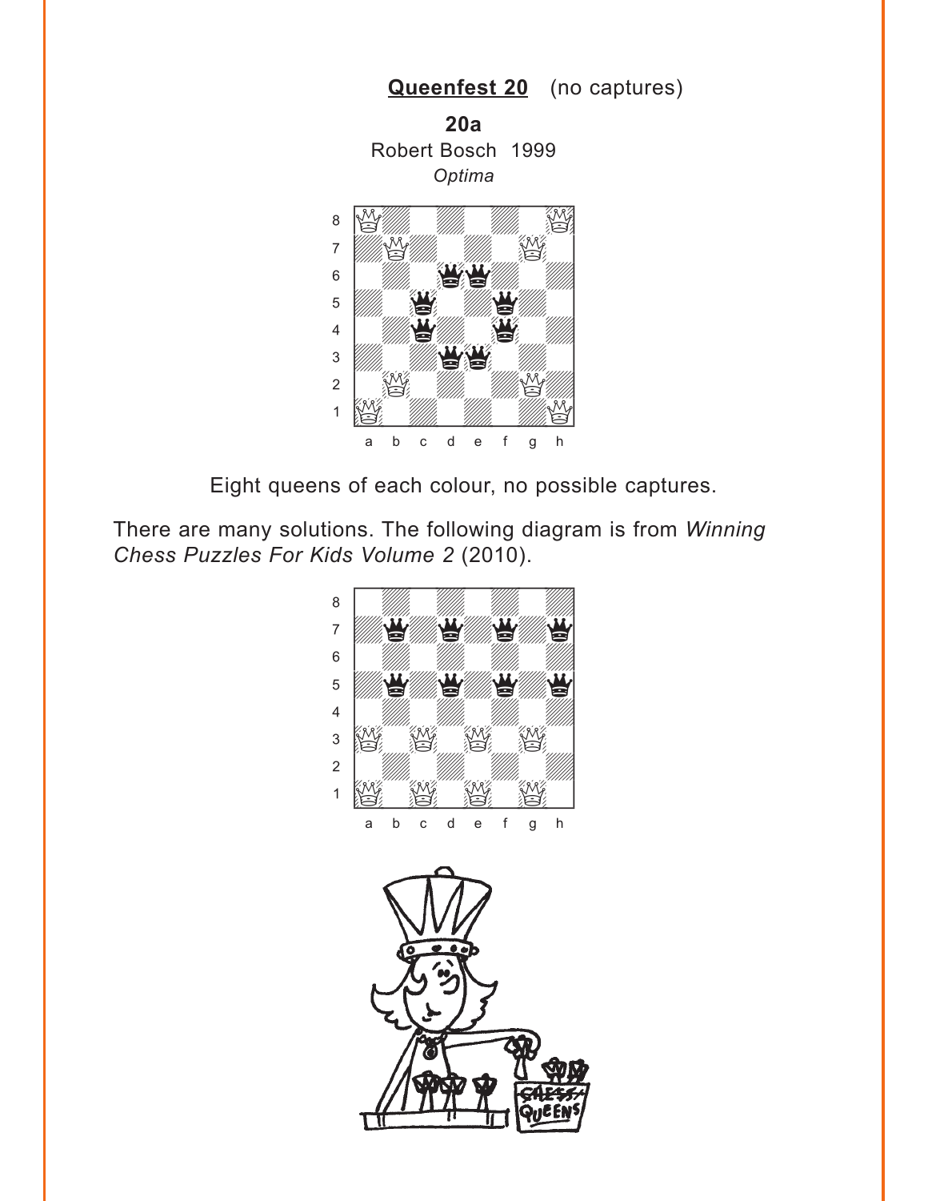**Queenfest 20** (no captures)

**20a**
Robert Bosch 1999
*Optima*

Eight queens of each colour, no possible captures.

There are many solutions. The following diagram is from *Winning Chess Puzzles For Kids Volume 2* (2010).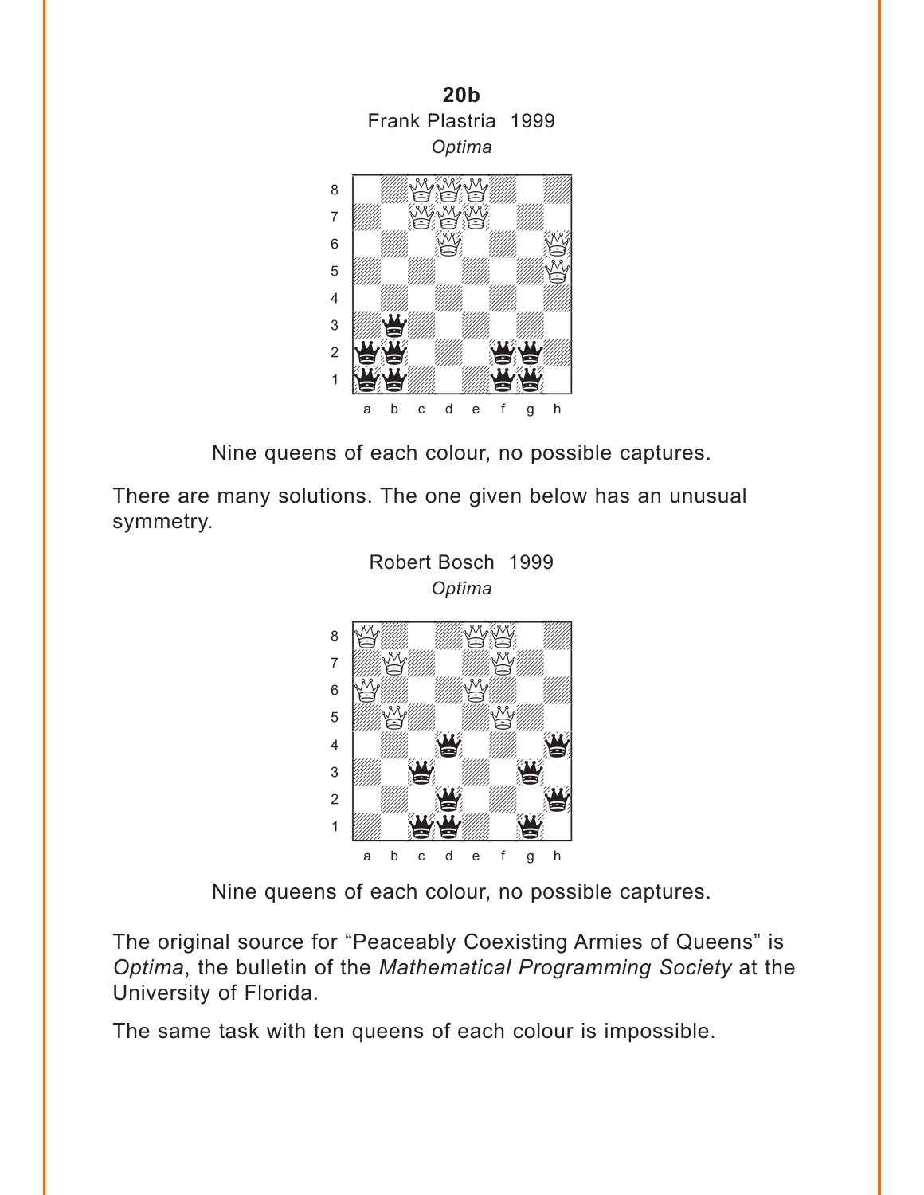**20b**

Frank Plastria 1999

*Optima*

Nine queens of each colour, no possible captures.

There are many solutions. The one given below has an unusual symmetry.

Robert Bosch 1999

*Optima*

Nine queens of each colour, no possible captures.

The original source for “Peaceably Coexisting Armies of Queens” is *Optima*, the bulletin of the *Mathematical Programming Society* at the University of Florida.

The same task with ten queens of each colour is impossible.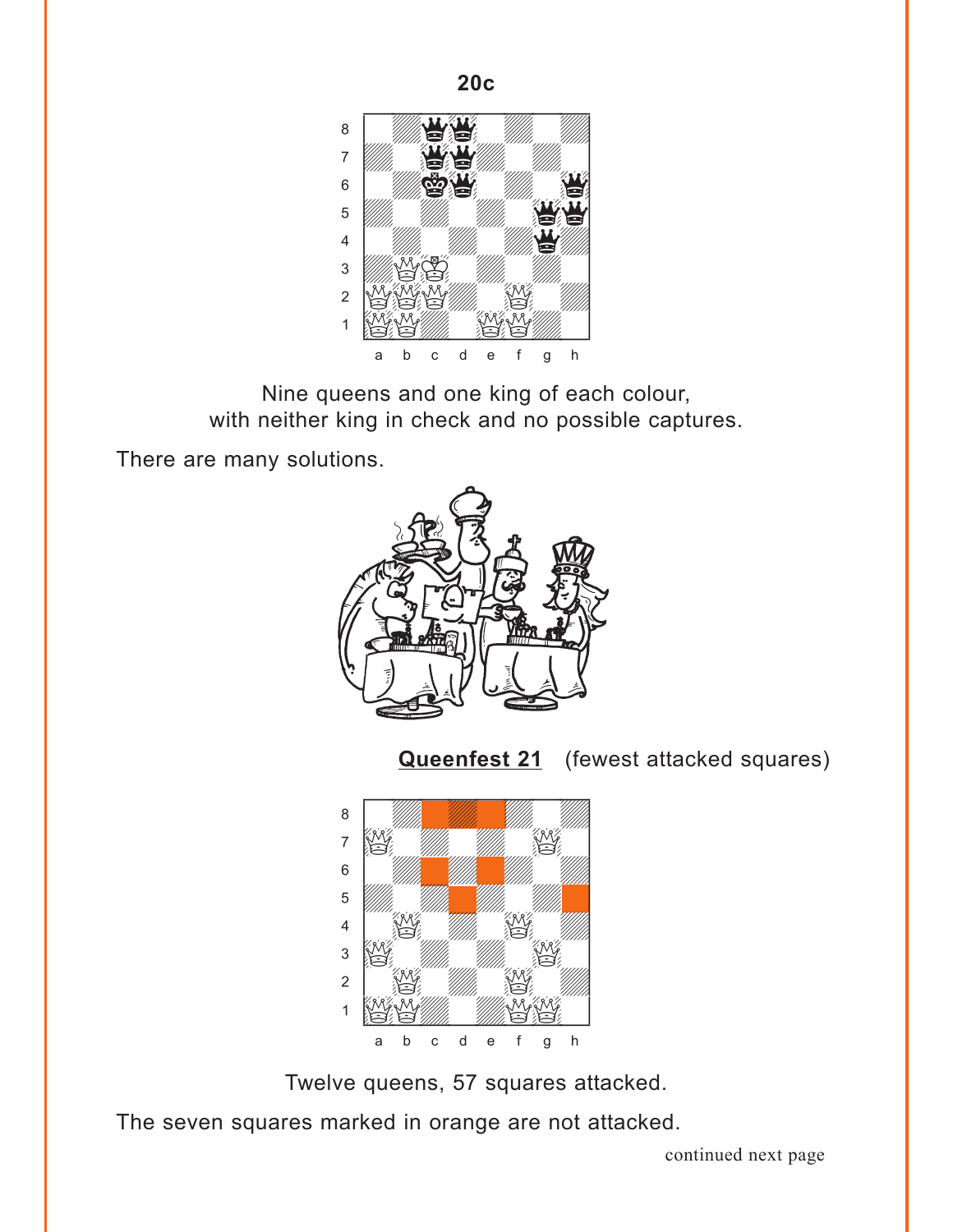**20c**

Nine queens and one king of each colour, with neither king in check and no possible captures.

There are many solutions.

**Queenfest 21** (fewest attacked squares)

Twelve queens, 57 squares attacked.

The seven squares marked in orange are not attacked.

continued next page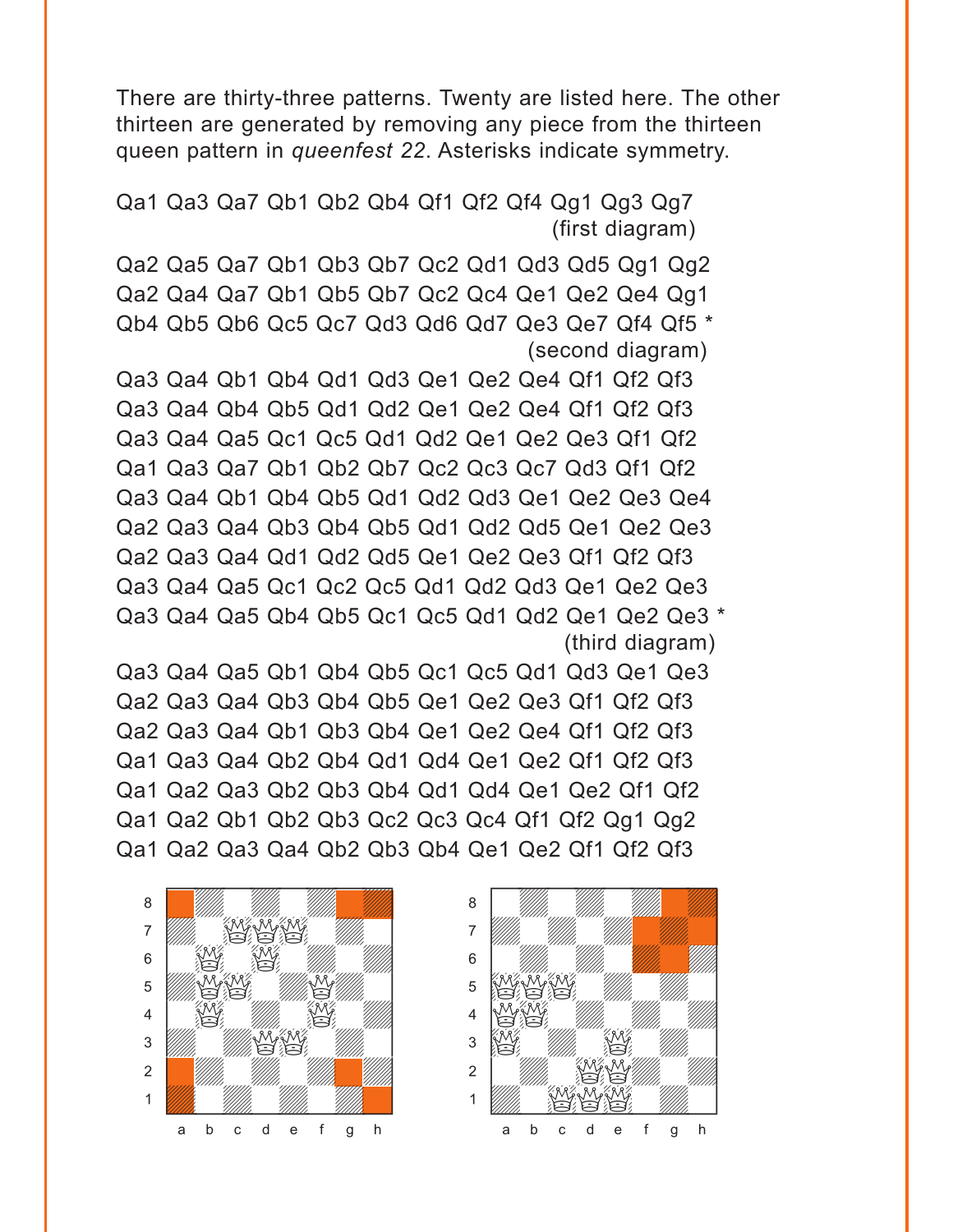There are thirty-three patterns. Twenty are listed here. The other thirteen are generated by removing any piece from the thirteen queen pattern in *queenfest 22*. Asterisks indicate symmetry.

Qa1 Qa3 Qa7 Qb1 Qb2 Qb4 Qf1 Qf2 Qf4 Qg1 Qg3 Qg7
(first diagram)

Qa2 Qa5 Qa7 Qb1 Qb3 Qb7 Qc2 Qd1 Qd3 Qd5 Qg1 Qg2

Qa2 Qa4 Qa7 Qb1 Qb5 Qb7 Qc2 Qc4 Qe1 Qe2 Qe4 Qg1

Qb4 Qb5 Qb6 Qc5 Qc7 Qd3 Qd6 Qd7 Qe3 Qe7 Qf4 Qf5 *
(second diagram)

Qa3 Qa4 Qb1 Qb4 Qd1 Qd3 Qe1 Qe2 Qe4 Qf1 Qf2 Qf3

Qa3 Qa4 Qb4 Qb5 Qd1 Qd2 Qe1 Qe2 Qe4 Qf1 Qf2 Qf3

Qa3 Qa4 Qa5 Qc1 Qc5 Qd1 Qd2 Qe1 Qe2 Qe3 Qf1 Qf2

Qa1 Qa3 Qa7 Qb1 Qb2 Qb7 Qc2 Qc3 Qc7 Qd3 Qf1 Qf2

Qa3 Qa4 Qb1 Qb4 Qb5 Qd1 Qd2 Qd3 Qe1 Qe2 Qe3 Qe4

Qa2 Qa3 Qa4 Qb3 Qb4 Qb5 Qd1 Qd2 Qd5 Qe1 Qe2 Qe3

Qa2 Qa3 Qa4 Qd1 Qd2 Qd5 Qe1 Qe2 Qe3 Qf1 Qf2 Qf3

Qa3 Qa4 Qa5 Qc1 Qc2 Qc5 Qd1 Qd2 Qd3 Qe1 Qe2 Qe3

Qa3 Qa4 Qa5 Qb4 Qb5 Qc1 Qc5 Qd1 Qd2 Qe1 Qe2 Qe3 *
(third diagram)

Qa3 Qa4 Qa5 Qb1 Qb4 Qb5 Qc1 Qc5 Qd1 Qd3 Qe1 Qe3

Qa2 Qa3 Qa4 Qb3 Qb4 Qb5 Qe1 Qe2 Qe3 Qf1 Qf2 Qf3

Qa2 Qa3 Qa4 Qb1 Qb3 Qb4 Qe1 Qe2 Qe4 Qf1 Qf2 Qf3

Qa1 Qa3 Qa4 Qb2 Qb4 Qd1 Qd4 Qe1 Qe2 Qf1 Qf2 Qf3

Qa1 Qa2 Qa3 Qb2 Qb3 Qb4 Qd1 Qd4 Qe1 Qe2 Qf1 Qf2

Qa1 Qa2 Qb1 Qb2 Qb3 Qc2 Qc3 Qc4 Qf1 Qf2 Qg1 Qg2

Qa1 Qa2 Qa3 Qa4 Qb2 Qb3 Qb4 Qe1 Qe2 Qf1 Qf2 Qf3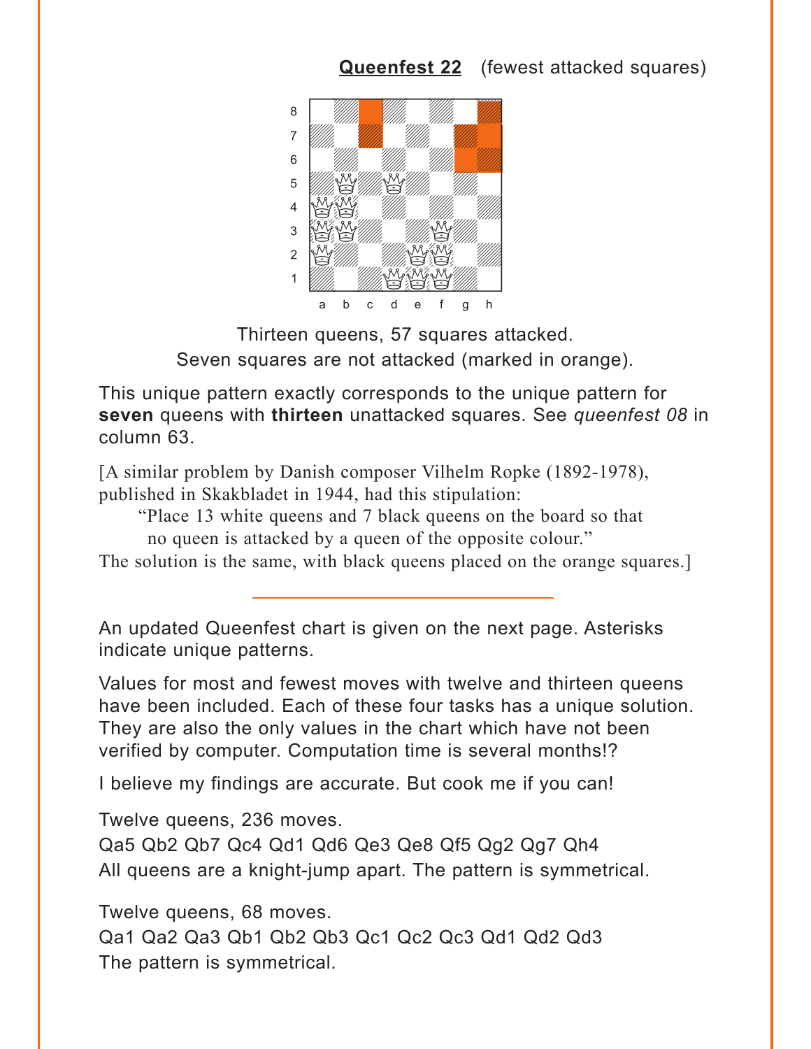**Queenfest 22** (fewest attacked squares)

Thirteen queens, 57 squares attacked.
Seven squares are not attacked (marked in orange).

This unique pattern exactly corresponds to the unique pattern for **seven** queens with **thirteen** unattacked squares. See *queenfest 08* in column 63.

[A similar problem by Danish composer Vilhelm Ropke (1892-1978), published in Skakbladet in 1944, had this stipulation:

"Place 13 white queens and 7 black queens on the board so that no queen is attacked by a queen of the opposite colour."

The solution is the same, with black queens placed on the orange squares.]

---

An updated Queenfest chart is given on the next page. Asterisks indicate unique patterns.

Values for most and fewest moves with twelve and thirteen queens have been included. Each of these four tasks has a unique solution. They are also the only values in the chart which have not been verified by computer. Computation time is several months!?

I believe my findings are accurate. But cook me if you can!

Twelve queens, 236 moves.
Qa5 Qb2 Qb7 Qc4 Qd1 Qd6 Qe3 Qe8 Qf5 Qg2 Qg7 Qh4
All queens are a knight-jump apart. The pattern is symmetrical.

Twelve queens, 68 moves.
Qa1 Qa2 Qa3 Qb1 Qb2 Qb3 Qc1 Qc2 Qc3 Qd1 Qd2 Qd3
The pattern is symmetrical.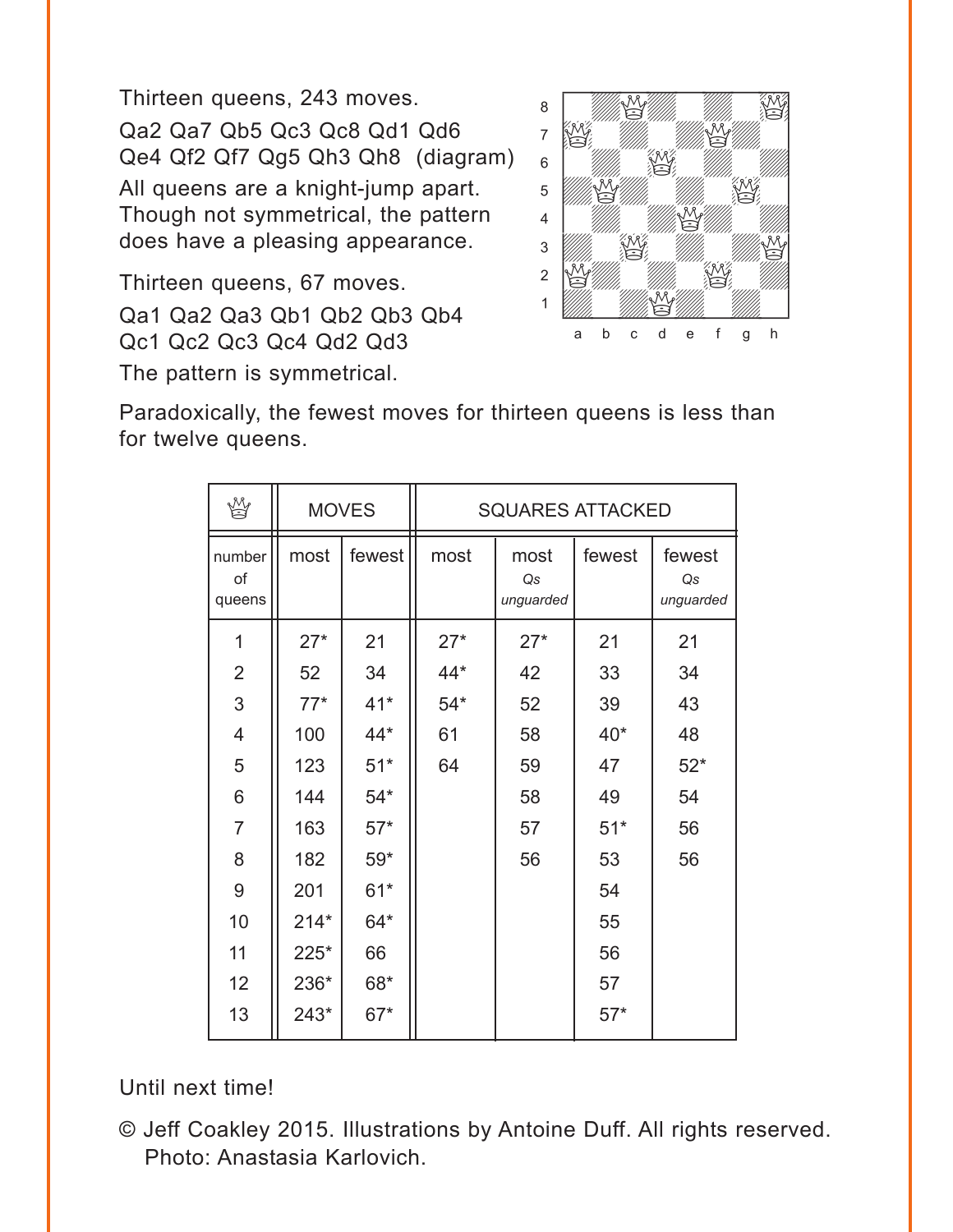Thirteen queens, 243 moves.

Qa2 Qa7 Qb5 Qc3 Qc8 Qd1 Qd6 Qe4 Qf2 Qf7 Qg5 Qh3 Qh8 (diagram)

All queens are a knight-jump apart. Though not symmetrical, the pattern does have a pleasing appearance.

Thirteen queens, 67 moves.

Qa1 Qa2 Qa3 Qb1 Qb2 Qb3 Qb4 Qc1 Qc2 Qc3 Qc4 Qd2 Qd3

The pattern is symmetrical.

Paradoxically, the fewest moves for thirteen queens is less than for twelve queens.

| ♕ | MOVES | | SQUARES ATTACKED | | | |
|---|---|---|---|---|---|---|
| number of queens | most | fewest | most | most *Qs unguarded* | fewest | fewest *Qs unguarded* |
| 1 | 27* | 21 | 27* | 27* | 21 | 21 |
| 2 | 52 | 34 | 44* | 42 | 33 | 34 |
| 3 | 77* | 41* | 54* | 52 | 39 | 43 |
| 4 | 100 | 44* | 61 | 58 | 40* | 48 |
| 5 | 123 | 51* | 64 | 59 | 47 | 52* |
| 6 | 144 | 54* | | 58 | 49 | 54 |
| 7 | 163 | 57* | | 57 | 51* | 56 |
| 8 | 182 | 59* | | 56 | 53 | 56 |
| 9 | 201 | 61* | | | 54 | |
| 10 | 214* | 64* | | | 55 | |
| 11 | 225* | 66 | | | 56 | |
| 12 | 236* | 68* | | | 57 | |
| 13 | 243* | 67* | | | 57* | |

Until next time!

© Jeff Coakley 2015. Illustrations by Antoine Duff. All rights reserved.
Photo: Anastasia Karlovich.